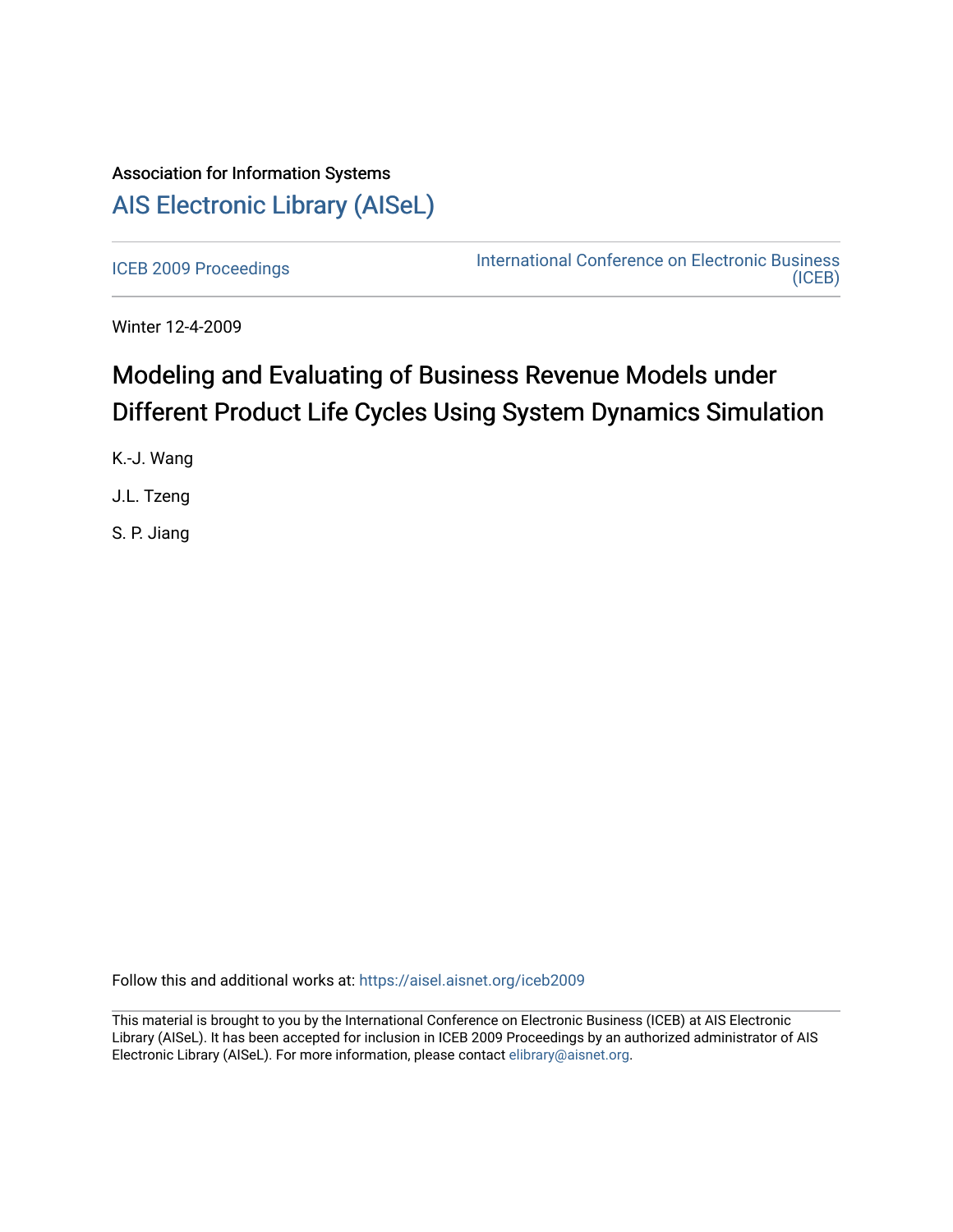Association for Information Systems

# AIS Electronic Library (AISeL)

ICEB 2009 Proceedings

International Conference on Electronic Business (ICEB)

Winter 12-4-2009

## Modeling and Evaluating of Business Revenue Models under Different Product Life Cycles Using System Dynamics Simulation

K.-J. Wang

J.L. Tzeng

S. P. Jiang

Follow this and additional works at: https://aisel.aisnet.org/iceb2009

This material is brought to you by the International Conference on Electronic Business (ICEB) at AIS Electronic Library (AISeL). It has been accepted for inclusion in ICEB 2009 Proceedings by an authorized administrator of AIS Electronic Library (AISeL). For more information, please contact elibrary@aisnet.org.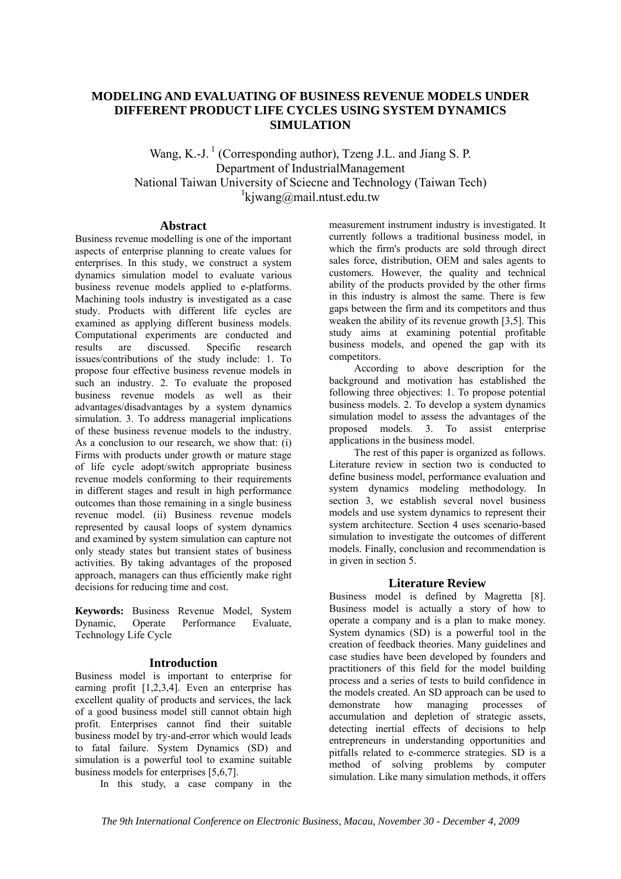# MODELING AND EVALUATING OF BUSINESS REVENUE MODELS UNDER DIFFERENT PRODUCT LIFE CYCLES USING SYSTEM DYNAMICS SIMULATION

Wang, K.-J. [1] (Corresponding author), Tzeng J.L. and Jiang S. P.
Department of IndustrialManagement
National Taiwan University of Sciecne and Technology (Taiwan Tech)
[1]kjwang@mail.ntust.edu.tw

## Abstract

Business revenue modelling is one of the important aspects of enterprise planning to create values for enterprises. In this study, we construct a system dynamics simulation model to evaluate various business revenue models applied to e-platforms. Machining tools industry is investigated as a case study. Products with different life cycles are examined as applying different business models. Computational experiments are conducted and results are discussed. Specific research issues/contributions of the study include: 1. To propose four effective business revenue models in such an industry. 2. To evaluate the proposed business revenue models as well as their advantages/disadvantages by a system dynamics simulation. 3. To address managerial implications of these business revenue models to the industry. As a conclusion to our research, we show that: (i) Firms with products under growth or mature stage of life cycle adopt/switch appropriate business revenue models conforming to their requirements in different stages and result in high performance outcomes than those remaining in a single business revenue model. (ii) Business revenue models represented by causal loops of system dynamics and examined by system simulation can capture not only steady states but transient states of business activities. By taking advantages of the proposed approach, managers can thus efficiently make right decisions for reducing time and cost.

**Keywords:** Business Revenue Model, System Dynamic, Operate Performance Evaluate, Technology Life Cycle

## Introduction

Business model is important to enterprise for earning profit [1,2,3,4]. Even an enterprise has excellent quality of products and services, the lack of a good business model still cannot obtain high profit. Enterprises cannot find their suitable business model by try-and-error which would leads to fatal failure. System Dynamics (SD) and simulation is a powerful tool to examine suitable business models for enterprises [5,6,7].

In this study, a case company in the measurement instrument industry is investigated. It currently follows a traditional business model, in which the firm's products are sold through direct sales force, distribution, OEM and sales agents to customers. However, the quality and technical ability of the products provided by the other firms in this industry is almost the same. There is few gaps between the firm and its competitors and thus weaken the ability of its revenue growth [3,5]. This study aims at examining potential profitable business models, and opened the gap with its competitors.

According to above description for the background and motivation has established the following three objectives: 1. To propose potential business models. 2. To develop a system dynamics simulation model to assess the advantages of the proposed models. 3. To assist enterprise applications in the business model.

The rest of this paper is organized as follows. Literature review in section two is conducted to define business model, performance evaluation and system dynamics modeling methodology. In section 3, we establish several novel business models and use system dynamics to represent their system architecture. Section 4 uses scenario-based simulation to investigate the outcomes of different models. Finally, conclusion and recommendation is in given in section 5.

## Literature Review

Business model is defined by Magretta [8]. Business model is actually a story of how to operate a company and is a plan to make money. System dynamics (SD) is a powerful tool in the creation of feedback theories. Many guidelines and case studies have been developed by founders and practitioners of this field for the model building process and a series of tests to build confidence in the models created. An SD approach can be used to demonstrate how managing processes of accumulation and depletion of strategic assets, detecting inertial effects of decisions to help entrepreneurs in understanding opportunities and pitfalls related to e-commerce strategies. SD is a method of solving problems by computer simulation. Like many simulation methods, it offers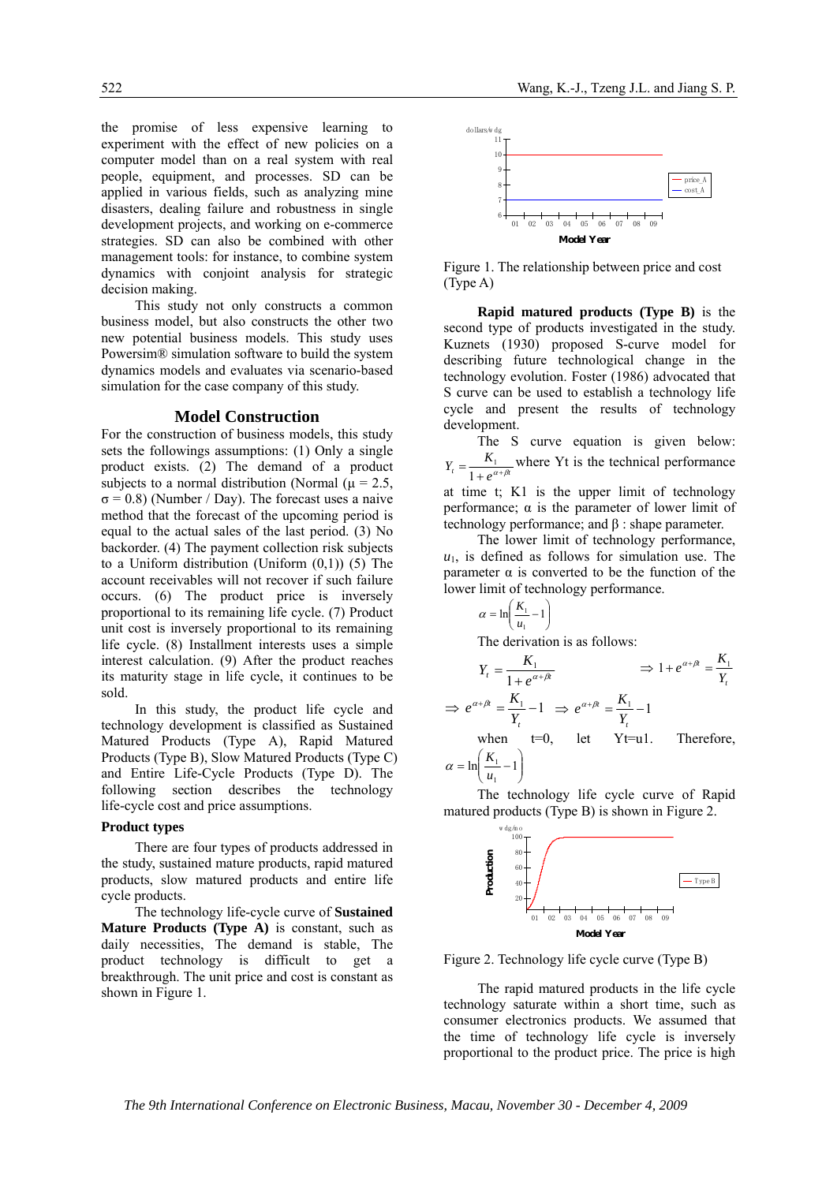the promise of less expensive learning to experiment with the effect of new policies on a computer model than on a real system with real people, equipment, and processes. SD can be applied in various fields, such as analyzing mine disasters, dealing failure and robustness in single development projects, and working on e-commerce strategies. SD can also be combined with other management tools: for instance, to combine system dynamics with conjoint analysis for strategic decision making.

This study not only constructs a common business model, but also constructs the other two new potential business models. This study uses Powersim® simulation software to build the system dynamics models and evaluates via scenario-based simulation for the case company of this study.

## Model Construction

For the construction of business models, this study sets the followings assumptions: (1) Only a single product exists. (2) The demand of a product subjects to a normal distribution (Normal ($\mu$ = 2.5, $\sigma$ = 0.8) (Number / Day). The forecast uses a naive method that the forecast of the upcoming period is equal to the actual sales of the last period. (3) No backorder. (4) The payment collection risk subjects to a Uniform distribution (Uniform (0,1)) (5) The account receivables will not recover if such failure occurs. (6) The product price is inversely proportional to its remaining life cycle. (7) Product unit cost is inversely proportional to its remaining life cycle. (8) Installment interests uses a simple interest calculation. (9) After the product reaches its maturity stage in life cycle, it continues to be sold.

In this study, the product life cycle and technology development is classified as Sustained Matured Products (Type A), Rapid Matured Products (Type B), Slow Matured Products (Type C) and Entire Life-Cycle Products (Type D). The following section describes the technology life-cycle cost and price assumptions.

### Product types

There are four types of products addressed in the study, sustained mature products, rapid matured products, slow matured products and entire life cycle products.

The technology life-cycle curve of **Sustained Mature Products (Type A)** is constant, such as daily necessities, The demand is stable, The product technology is difficult to get a breakthrough. The unit price and cost is constant as shown in Figure 1.

Figure 1. The relationship between price and cost (Type A)

**Rapid matured products (Type B)** is the second type of products investigated in the study. Kuznets (1930) proposed S-curve model for describing future technological change in the technology evolution. Foster (1986) advocated that S curve can be used to establish a technology life cycle and present the results of technology development.

The S curve equation is given below: $Y_t = \frac{K_1}{1+e^{\alpha+\beta t}}$ where Yt is the technical performance at time t; K1 is the upper limit of technology performance; $\alpha$ is the parameter of lower limit of technology performance; and $\beta$ : shape parameter.

The lower limit of technology performance, $u_1$, is defined as follows for simulation use. The parameter $\alpha$ is converted to be the function of the lower limit of technology performance.

$$\alpha = \ln\left(\frac{K_1}{u_1} - 1\right)$$

The derivation is as follows:

$$Y_t = \frac{K_1}{1+e^{\alpha+\beta t}} \Rightarrow 1 + e^{\alpha+\beta t} = \frac{K_1}{Y_t}$$

$$\Rightarrow e^{\alpha+\beta t} = \frac{K_1}{Y_t} - 1 \Rightarrow e^{\alpha+\beta t} = \frac{K_1}{Y_t} - 1$$

when t=0, let Yt=u1. Therefore, $\alpha = \ln\left(\frac{K_1}{u_1} - 1\right)$

The technology life cycle curve of Rapid matured products (Type B) is shown in Figure 2.

Figure 2. Technology life cycle curve (Type B)

The rapid matured products in the life cycle technology saturate within a short time, such as consumer electronics products. We assumed that the time of technology life cycle is inversely proportional to the product price. The price is high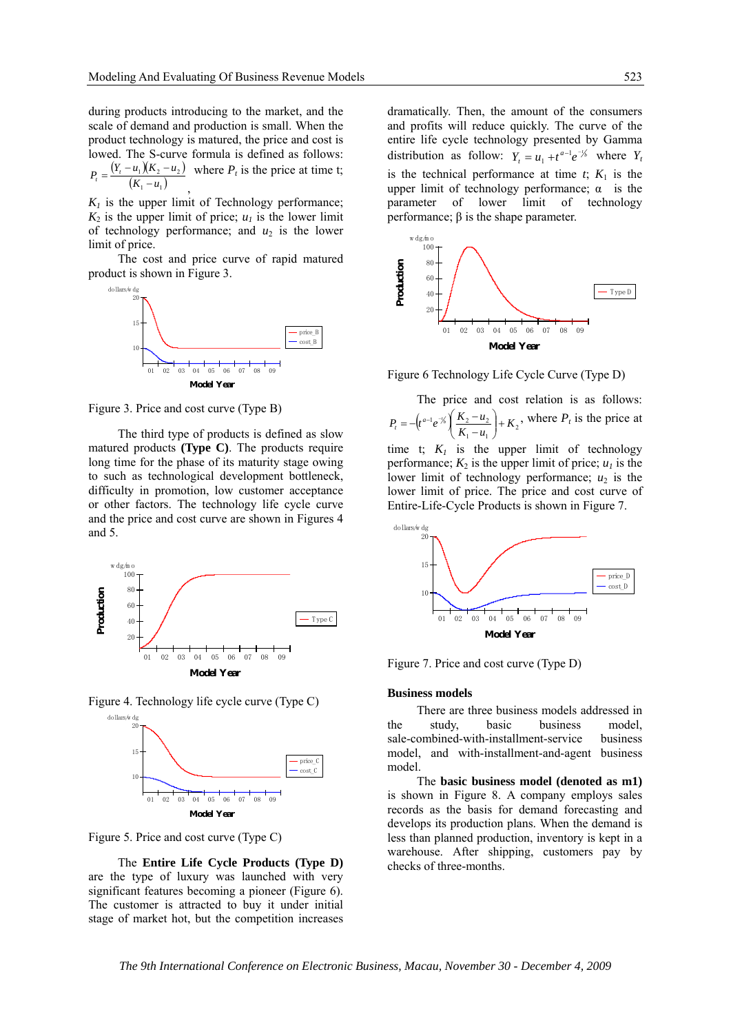during products introducing to the market, and the scale of demand and production is small. When the product technology is matured, the price and cost is lowed. The S-curve formula is defined as follows: $P_t = \frac{(Y_t - u_1)(K_2 - u_2)}{(K_1 - u_1)}$, where $P_t$ is the price at time t; $K_1$ is the upper limit of Technology performance; $K_2$ is the upper limit of price; $u_1$ is the lower limit of technology performance; and $u_2$ is the lower limit of price.

The cost and price curve of rapid matured product is shown in Figure 3.

Figure 3. Price and cost curve (Type B)

The third type of products is defined as slow matured products **(Type C)**. The products require long time for the phase of its maturity stage owing to such as technological development bottleneck, difficulty in promotion, low customer acceptance or other factors. The technology life cycle curve and the price and cost curve are shown in Figures 4 and 5.

Figure 4. Technology life cycle curve (Type C)

Figure 5. Price and cost curve (Type C)

The **Entire Life Cycle Products (Type D)** are the type of luxury was launched with very significant features becoming a pioneer (Figure 6). The customer is attracted to buy it under initial stage of market hot, but the competition increases dramatically. Then, the amount of the consumers and profits will reduce quickly. The curve of the entire life cycle technology presented by Gamma distribution as follow: $Y_t = u_1 + t^{\alpha-1}e^{-t/\beta}$ where $Y_t$ is the technical performance at time $t$; $K_1$ is the upper limit of technology performance; α is the parameter of lower limit of technology performance; β is the shape parameter.

Figure 6 Technology Life Cycle Curve (Type D)

The price and cost relation is as follows: $P_t = -\left(t^{\alpha-1}e^{-t/\beta}\right)\left(\frac{K_2 - u_2}{K_1 - u_1}\right) + K_2$, where $P_t$ is the price at time t; $K_1$ is the upper limit of technology performance; $K_2$ is the upper limit of price; $u_1$ is the lower limit of technology performance; $u_2$ is the lower limit of price. The price and cost curve of Entire-Life-Cycle Products is shown in Figure 7.

Figure 7. Price and cost curve (Type D)

## Business models

There are three business models addressed in the study, basic business model, sale-combined-with-installment-service business model, and with-installment-and-agent business model.

The **basic business model (denoted as m1)** is shown in Figure 8. A company employs sales records as the basis for demand forecasting and develops its production plans. When the demand is less than planned production, inventory is kept in a warehouse. After shipping, customers pay by checks of three-months.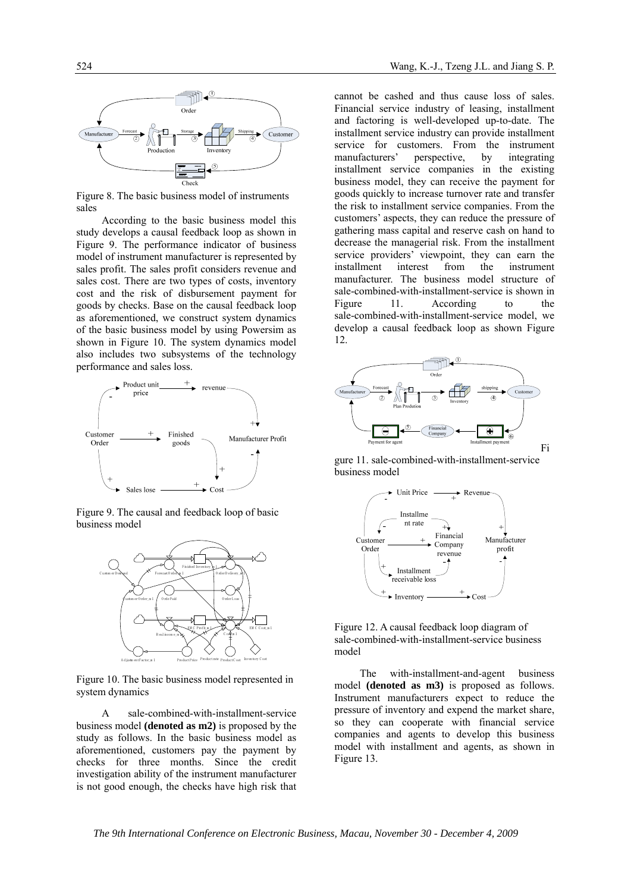Figure 8. The basic business model of instruments sales

According to the basic business model this study develops a causal feedback loop as shown in Figure 9. The performance indicator of business model of instrument manufacturer is represented by sales profit. The sales profit considers revenue and sales cost. There are two types of costs, inventory cost and the risk of disbursement payment for goods by checks. Base on the causal feedback loop as aforementioned, we construct system dynamics of the basic business model by using Powersim as shown in Figure 10. The system dynamics model also includes two subsystems of the technology performance and sales loss.

Figure 9. The causal and feedback loop of basic business model

Figure 10. The basic business model represented in system dynamics

A sale-combined-with-installment-service business model **(denoted as m2)** is proposed by the study as follows. In the basic business model as aforementioned, customers pay the payment by checks for three months. Since the credit investigation ability of the instrument manufacturer is not good enough, the checks have high risk that cannot be cashed and thus cause loss of sales. Financial service industry of leasing, installment and factoring is well-developed up-to-date. The installment service industry can provide installment service for customers. From the instrument manufacturers' perspective, by integrating installment service companies in the existing business model, they can receive the payment for goods quickly to increase turnover rate and transfer the risk to installment service companies. From the customers' aspects, they can reduce the pressure of gathering mass capital and reserve cash on hand to decrease the managerial risk. From the installment service providers' viewpoint, they can earn the installment interest from the instrument manufacturer. The business model structure of sale-combined-with-installment-service is shown in Figure 11. According to the sale-combined-with-installment-service model, we develop a causal feedback loop as shown Figure 12.

Figure 11. sale-combined-with-installment-service business model

Figure 12. A causal feedback loop diagram of sale-combined-with-installment-service business model

The with-installment-and-agent business model **(denoted as m3)** is proposed as follows. Instrument manufacturers expect to reduce the pressure of inventory and expend the market share, so they can cooperate with financial service companies and agents to develop this business model with installment and agents, as shown in Figure 13.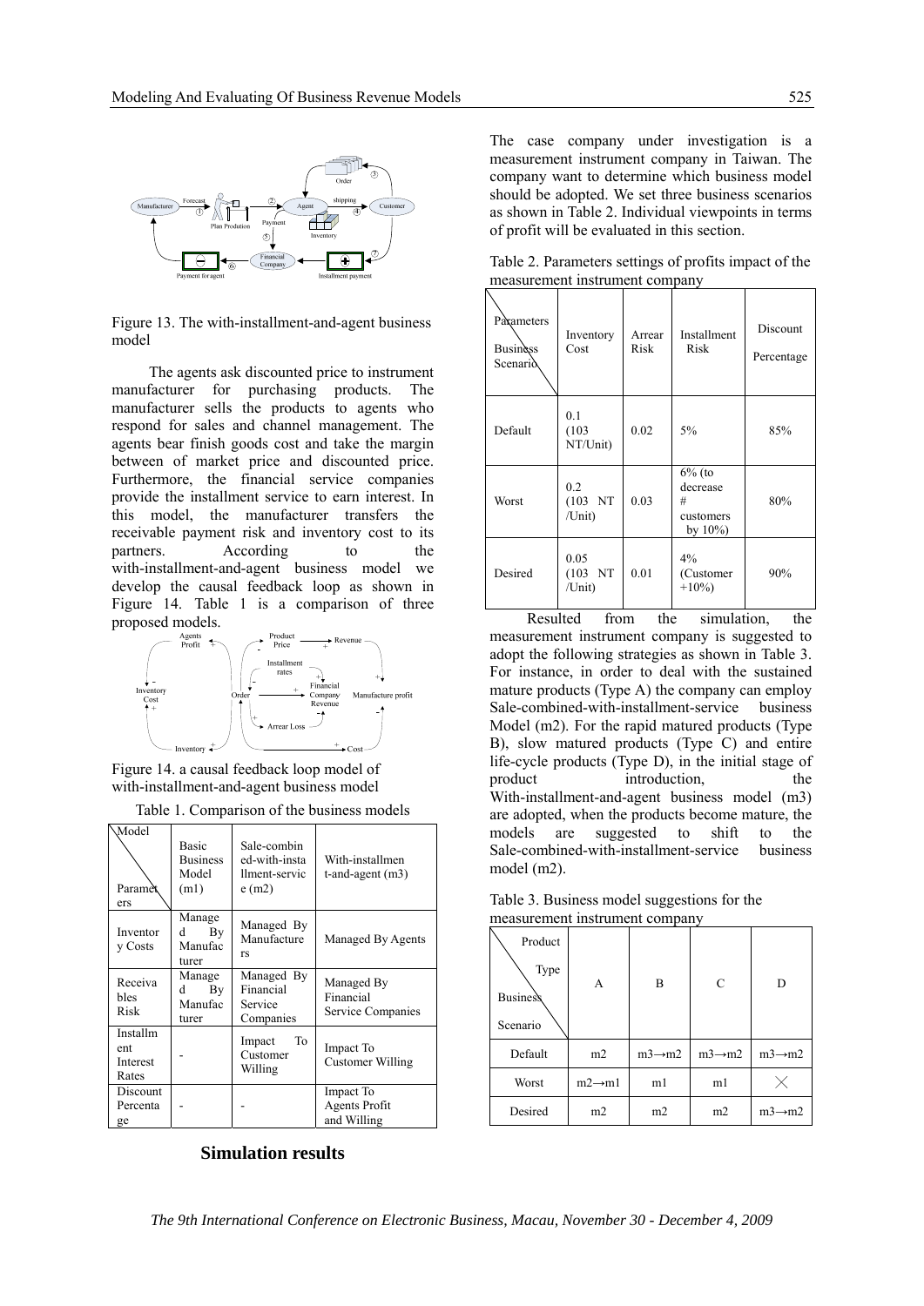Figure 13. The with-installment-and-agent business model

The agents ask discounted price to instrument manufacturer for purchasing products. The manufacturer sells the products to agents who respond for sales and channel management. The agents bear finish goods cost and take the margin between of market price and discounted price. Furthermore, the financial service companies provide the installment service to earn interest. In this model, the manufacturer transfers the receivable payment risk and inventory cost to its partners. According to the with-installment-and-agent business model we develop the causal feedback loop as shown in Figure 14. Table 1 is a comparison of three proposed models.

Figure 14. a causal feedback loop model of with-installment-and-agent business model

Table 1. Comparison of the business models

| Model / Parameters | Basic Business Model (m1) | Sale-combined-with-installment-service (m2) | With-installment-and-agent (m3) |
|---|---|---|---|
| Inventory Costs | Managed By Manufacturer | Managed By Manufacturers | Managed By Agents |
| Receivables Risk | Managed By Manufacturer | Managed By Financial Service Companies | Managed By Financial Service Companies |
| Installment Interest Rates | - | Impact To Customer Willing | Impact To Customer Willing |
| Discount Percentage | - | - | Impact To Agents Profit and Willing |

## Simulation results

The case company under investigation is a measurement instrument company in Taiwan. The company want to determine which business model should be adopted. We set three business scenarios as shown in Table 2. Individual viewpoints in terms of profit will be evaluated in this section.

Table 2. Parameters settings of profits impact of the measurement instrument company

| Parameters / Business Scenario | Inventory Cost | Arrear Risk | Installment Risk | Discount Percentage |
|---|---|---|---|---|
| Default | 0.1 (103 NT/Unit) | 0.02 | 5% | 85% |
| Worst | 0.2 (103 NT /Unit) | 0.03 | 6% (to decrease # customers by 10%) | 80% |
| Desired | 0.05 (103 NT /Unit) | 0.01 | 4% (Customer +10%) | 90% |

Resulted from the simulation, the measurement instrument company is suggested to adopt the following strategies as shown in Table 3. For instance, in order to deal with the sustained mature products (Type A) the company can employ Sale-combined-with-installment-service business Model (m2). For the rapid matured products (Type B), slow matured products (Type C) and entire life-cycle products (Type D), in the initial stage of product introduction, the With-installment-and-agent business model (m3) are adopted, when the products become mature, the models are suggested to shift to the Sale-combined-with-installment-service business model (m2).

Table 3. Business model suggestions for the measurement instrument company

| Product Type / Business Scenario | A | B | C | D |
|---|---|---|---|---|
| Default | m2 | m3→m2 | m3→m2 | m3→m2 |
| Worst | m2→m1 | m1 | m1 | ╳ |
| Desired | m2 | m2 | m2 | m3→m2 |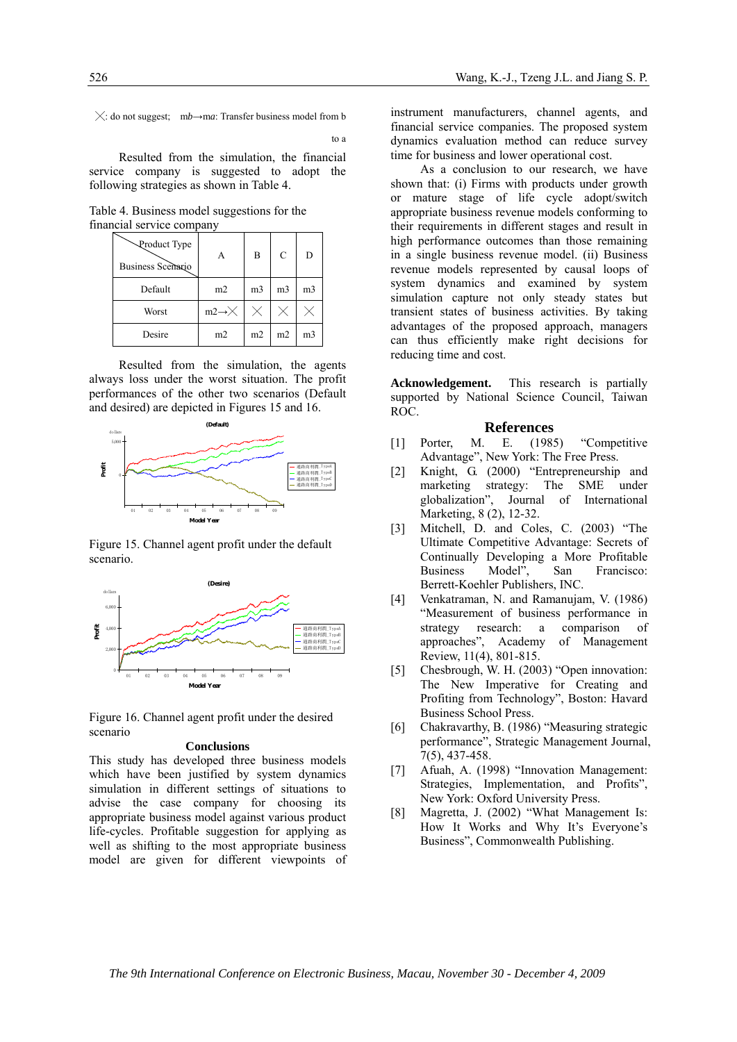╳: do not suggest; *mb*→*ma*: Transfer business model from b to a

Resulted from the simulation, the financial service company is suggested to adopt the following strategies as shown in Table 4.

Table 4. Business model suggestions for the financial service company

| Business Scenario \ Product Type | A | B | C | D |
|---|---|---|---|---|
| Default | m2 | m3 | m3 | m3 |
| Worst | m2→╳ | ╳ | ╳ | ╳ |
| Desire | m2 | m2 | m2 | m3 |

Resulted from the simulation, the agents always loss under the worst situation. The profit performances of the other two scenarios (Default and desired) are depicted in Figures 15 and 16.

(Default)

dollars

5,000

0

Profit

01 02 03 04 05 06 07 08 09

Model Year

通路商利潤_TypeA
通路商利潤_TypeB
通路商利潤_TypeC
通路商利潤_TypeD

Figure 15. Channel agent profit under the default scenario.

(Desire)

dollars

6,000

4,000

2,000

0

Profit

01 02 03 04 05 06 07 08 09

Model Year

通路商利潤_TypeA
通路商利潤_TypeB
通路商利潤_TypeC
通路商利潤_TypeD

Figure 16. Channel agent profit under the desired scenario

## Conclusions

This study has developed three business models which have been justified by system dynamics simulation in different settings of situations to advise the case company for choosing its appropriate business model against various product life-cycles. Profitable suggestion for applying as well as shifting to the most appropriate business model are given for different viewpoints of instrument manufacturers, channel agents, and financial service companies. The proposed system dynamics evaluation method can reduce survey time for business and lower operational cost.

As a conclusion to our research, we have shown that: (i) Firms with products under growth or mature stage of life cycle adopt/switch appropriate business revenue models conforming to their requirements in different stages and result in high performance outcomes than those remaining in a single business revenue model. (ii) Business revenue models represented by causal loops of system dynamics and examined by system simulation capture not only steady states but transient states of business activities. By taking advantages of the proposed approach, managers can thus efficiently make right decisions for reducing time and cost.

**Acknowledgement.** This research is partially supported by National Science Council, Taiwan ROC.

## References

[1] Porter, M. E. (1985) "Competitive Advantage", New York: The Free Press.

[2] Knight, G. (2000) "Entrepreneurship and marketing strategy: The SME under globalization", Journal of International Marketing, 8 (2), 12-32.

[3] Mitchell, D. and Coles, C. (2003) "The Ultimate Competitive Advantage: Secrets of Continually Developing a More Profitable Business Model", San Francisco: Berrett-Koehler Publishers, INC.

[4] Venkatraman, N. and Ramanujam, V. (1986) "Measurement of business performance in strategy research: a comparison of approaches", Academy of Management Review, 11(4), 801-815.

[5] Chesbrough, W. H. (2003) "Open innovation: The New Imperative for Creating and Profiting from Technology", Boston: Havard Business School Press.

[6] Chakravarthy, B. (1986) "Measuring strategic performance", Strategic Management Journal, 7(5), 437-458.

[7] Afuah, A. (1998) "Innovation Management: Strategies, Implementation, and Profits", New York: Oxford University Press.

[8] Magretta, J. (2002) "What Management Is: How It Works and Why It's Everyone's Business", Commonwealth Publishing.